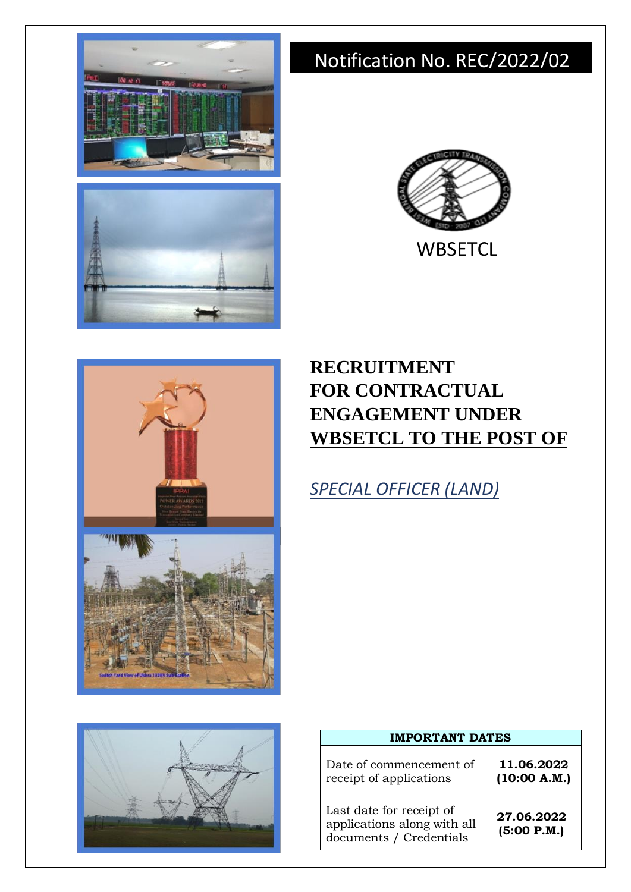Notification No. REC/2022/02

WBSETCL

# RECRUITMENT FOR CONTRACTUAL ENGAGEMENT UNDER WBSETCL TO THE POST OF

## *SPECIAL OFFICER (LAND)*

| IMPORTANT DATES | |
|---|---|
| Date of commencement of receipt of applications | **11.06.2022 (10:00 A.M.)** |
| Last date for receipt of applications along with all documents / Credentials | **27.06.2022 (5:00 P.M.)** |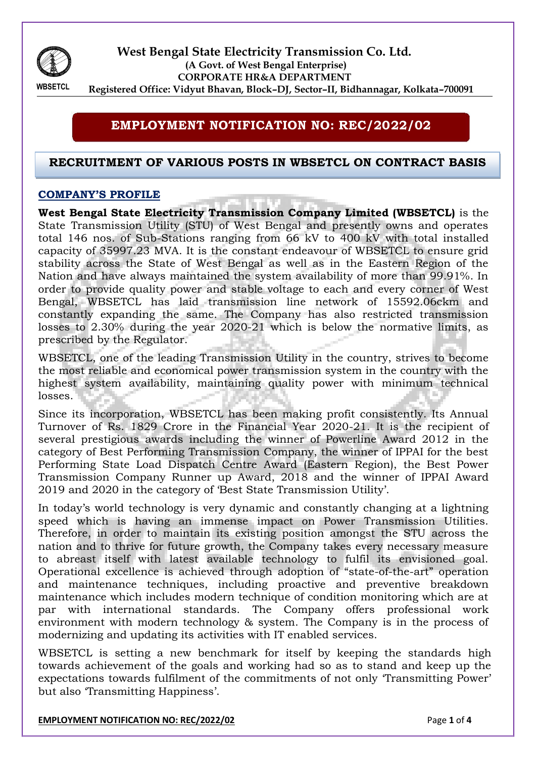# West Bengal State Electricity Transmission Co. Ltd.

**(A Govt. of West Bengal Enterprise)**

**CORPORATE HR&A DEPARTMENT**

**Registered Office: Vidyut Bhavan, Block–DJ, Sector–II, Bidhannagar, Kolkata–700091**

## EMPLOYMENT NOTIFICATION NO: REC/2022/02

## RECRUITMENT OF VARIOUS POSTS IN WBSETCL ON CONTRACT BASIS

### COMPANY'S PROFILE

**West Bengal State Electricity Transmission Company Limited (WBSETCL)** is the State Transmission Utility (STU) of West Bengal and presently owns and operates total 146 nos. of Sub-Stations ranging from 66 kV to 400 kV with total installed capacity of 35997.23 MVA. It is the constant endeavour of WBSETCL to ensure grid stability across the State of West Bengal as well as in the Eastern Region of the Nation and have always maintained the system availability of more than 99.91%. In order to provide quality power and stable voltage to each and every corner of West Bengal, WBSETCL has laid transmission line network of 15592.06ckm and constantly expanding the same. The Company has also restricted transmission losses to 2.30% during the year 2020-21 which is below the normative limits, as prescribed by the Regulator.

WBSETCL, one of the leading Transmission Utility in the country, strives to become the most reliable and economical power transmission system in the country with the highest system availability, maintaining quality power with minimum technical losses.

Since its incorporation, WBSETCL has been making profit consistently. Its Annual Turnover of Rs. 1829 Crore in the Financial Year 2020-21. It is the recipient of several prestigious awards including the winner of Powerline Award 2012 in the category of Best Performing Transmission Company, the winner of IPPAI for the best Performing State Load Dispatch Centre Award (Eastern Region), the Best Power Transmission Company Runner up Award, 2018 and the winner of IPPAI Award 2019 and 2020 in the category of 'Best State Transmission Utility'.

In today's world technology is very dynamic and constantly changing at a lightning speed which is having an immense impact on Power Transmission Utilities. Therefore, in order to maintain its existing position amongst the STU across the nation and to thrive for future growth, the Company takes every necessary measure to abreast itself with latest available technology to fulfil its envisioned goal. Operational excellence is achieved through adoption of "state-of-the-art" operation and maintenance techniques, including proactive and preventive breakdown maintenance which includes modern technique of condition monitoring which are at par with international standards. The Company offers professional work environment with modern technology & system. The Company is in the process of modernizing and updating its activities with IT enabled services.

WBSETCL is setting a new benchmark for itself by keeping the standards high towards achievement of the goals and working had so as to stand and keep up the expectations towards fulfilment of the commitments of not only 'Transmitting Power' but also 'Transmitting Happiness'.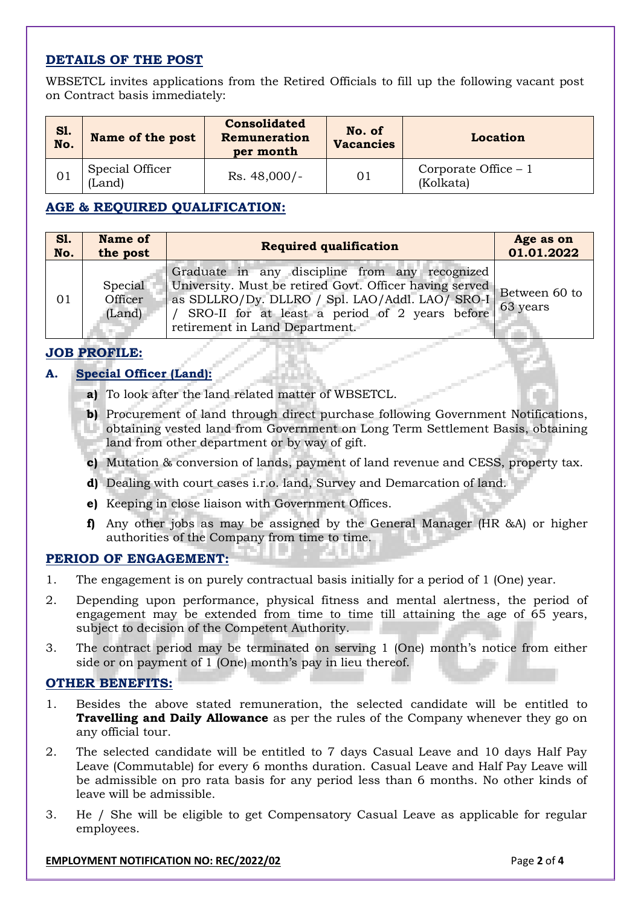## DETAILS OF THE POST

WBSETCL invites applications from the Retired Officials to fill up the following vacant post on Contract basis immediately:

| Sl. No. | Name of the post | Consolidated Remuneration per month | No. of Vacancies | Location |
|---|---|---|---|---|
| 01 | Special Officer (Land) | Rs. 48,000/- | 01 | Corporate Office – 1 (Kolkata) |

## AGE & REQUIRED QUALIFICATION:

| Sl. No. | Name of the post | Required qualification | Age as on 01.01.2022 |
|---|---|---|---|
| 01 | Special Officer (Land) | Graduate in any discipline from any recognized University. Must be retired Govt. Officer having served as SDLLRO/Dy. DLLRO / Spl. LAO/Addl. LAO/ SRO-I / SRO-II for at least a period of 2 years before retirement in Land Department. | Between 60 to 63 years |

## JOB PROFILE:

**A. Special Officer (Land):**

- **a)** To look after the land related matter of WBSETCL.
- **b)** Procurement of land through direct purchase following Government Notifications, obtaining vested land from Government on Long Term Settlement Basis, obtaining land from other department or by way of gift.
- **c)** Mutation & conversion of lands, payment of land revenue and CESS, property tax.
- **d)** Dealing with court cases i.r.o. land, Survey and Demarcation of land.
- **e)** Keeping in close liaison with Government Offices.
- **f)** Any other jobs as may be assigned by the General Manager (HR &A) or higher authorities of the Company from time to time.

## PERIOD OF ENGAGEMENT:

1. The engagement is on purely contractual basis initially for a period of 1 (One) year.
2. Depending upon performance, physical fitness and mental alertness, the period of engagement may be extended from time to time till attaining the age of 65 years, subject to decision of the Competent Authority.
3. The contract period may be terminated on serving 1 (One) month's notice from either side or on payment of 1 (One) month's pay in lieu thereof.

## OTHER BENEFITS:

1. Besides the above stated remuneration, the selected candidate will be entitled to **Travelling and Daily Allowance** as per the rules of the Company whenever they go on any official tour.
2. The selected candidate will be entitled to 7 days Casual Leave and 10 days Half Pay Leave (Commutable) for every 6 months duration. Casual Leave and Half Pay Leave will be admissible on pro rata basis for any period less than 6 months. No other kinds of leave will be admissible.
3. He / She will be eligible to get Compensatory Casual Leave as applicable for regular employees.

**EMPLOYMENT NOTIFICATION NO: REC/2022/02**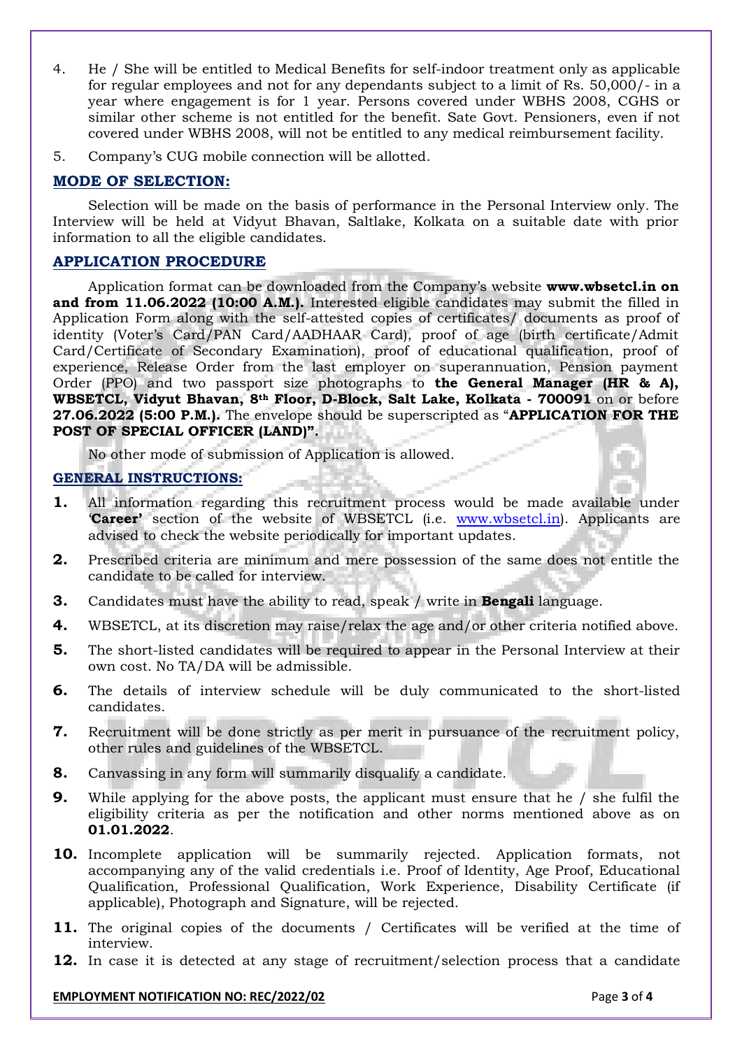4. He / She will be entitled to Medical Benefits for self-indoor treatment only as applicable for regular employees and not for any dependants subject to a limit of Rs. 50,000/- in a year where engagement is for 1 year. Persons covered under WBHS 2008, CGHS or similar other scheme is not entitled for the benefit. Sate Govt. Pensioners, even if not covered under WBHS 2008, will not be entitled to any medical reimbursement facility.
5. Company's CUG mobile connection will be allotted.

## MODE OF SELECTION:

Selection will be made on the basis of performance in the Personal Interview only. The Interview will be held at Vidyut Bhavan, Saltlake, Kolkata on a suitable date with prior information to all the eligible candidates.

## APPLICATION PROCEDURE

Application format can be downloaded from the Company's website **www.wbsetcl.in on and from 11.06.2022 (10:00 A.M.).** Interested eligible candidates may submit the filled in Application Form along with the self-attested copies of certificates/ documents as proof of identity (Voter's Card/PAN Card/AADHAAR Card), proof of age (birth certificate/Admit Card/Certificate of Secondary Examination), proof of educational qualification, proof of experience, Release Order from the last employer on superannuation, Pension payment Order (PPO) and two passport size photographs to **the General Manager (HR & A), WBSETCL, Vidyut Bhavan, 8th Floor, D-Block, Salt Lake, Kolkata - 700091** on or before **27.06.2022 (5:00 P.M.).** The envelope should be superscripted as "**APPLICATION FOR THE POST OF SPECIAL OFFICER (LAND)".**

No other mode of submission of Application is allowed.

## GENERAL INSTRUCTIONS:

1. All information regarding this recruitment process would be made available under '**Career**' section of the website of WBSETCL (i.e. www.wbsetcl.in). Applicants are advised to check the website periodically for important updates.
2. Prescribed criteria are minimum and mere possession of the same does not entitle the candidate to be called for interview.
3. Candidates must have the ability to read, speak / write in **Bengali** language.
4. WBSETCL, at its discretion may raise/relax the age and/or other criteria notified above.
5. The short-listed candidates will be required to appear in the Personal Interview at their own cost. No TA/DA will be admissible.
6. The details of interview schedule will be duly communicated to the short-listed candidates.
7. Recruitment will be done strictly as per merit in pursuance of the recruitment policy, other rules and guidelines of the WBSETCL.
8. Canvassing in any form will summarily disqualify a candidate.
9. While applying for the above posts, the applicant must ensure that he / she fulfil the eligibility criteria as per the notification and other norms mentioned above as on **01.01.2022**.
10. Incomplete application will be summarily rejected. Application formats, not accompanying any of the valid credentials i.e. Proof of Identity, Age Proof, Educational Qualification, Professional Qualification, Work Experience, Disability Certificate (if applicable), Photograph and Signature, will be rejected.
11. The original copies of the documents / Certificates will be verified at the time of interview.
12. In case it is detected at any stage of recruitment/selection process that a candidate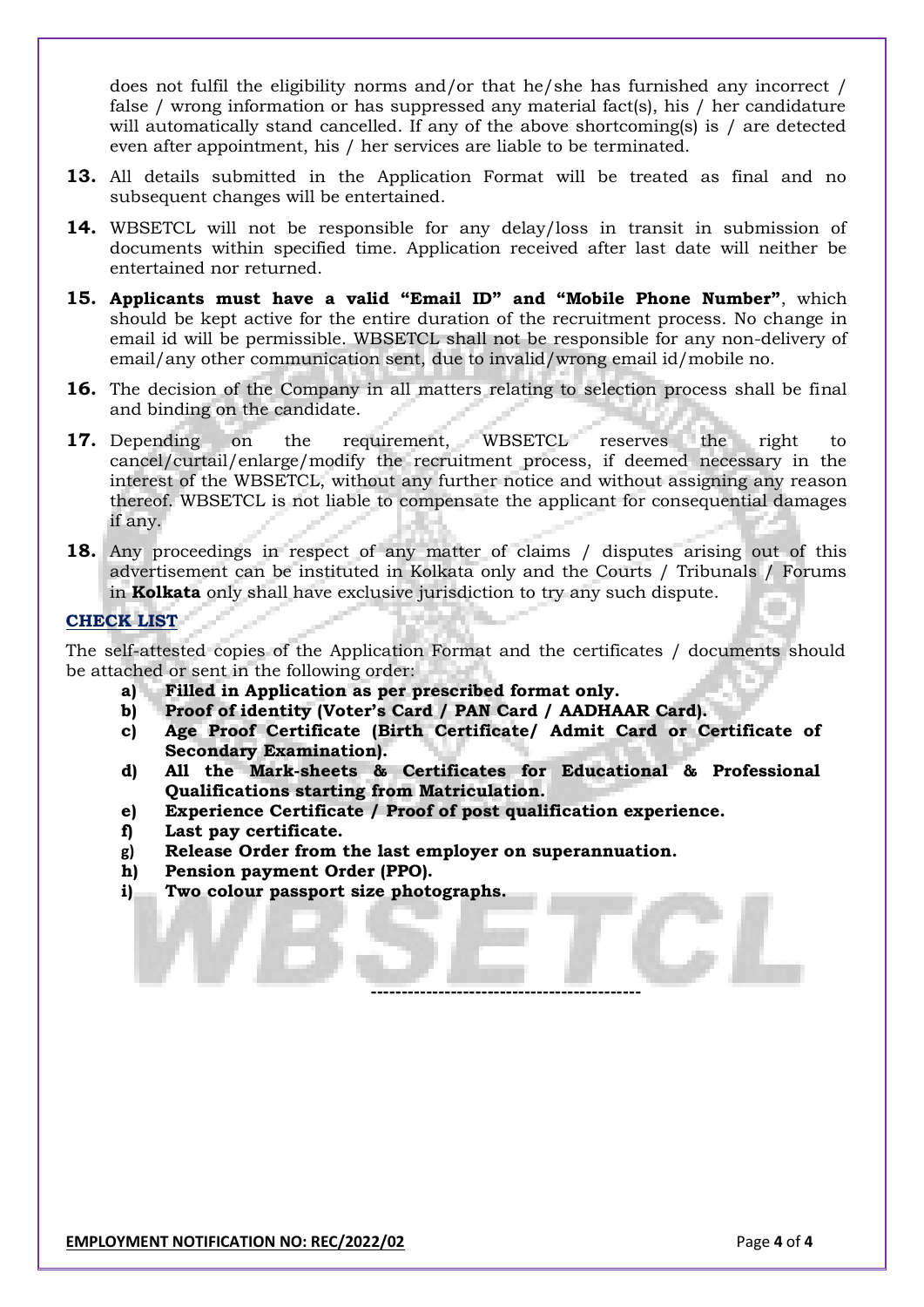does not fulfil the eligibility norms and/or that he/she has furnished any incorrect / false / wrong information or has suppressed any material fact(s), his / her candidature will automatically stand cancelled. If any of the above shortcoming(s) is / are detected even after appointment, his / her services are liable to be terminated.

**13.** All details submitted in the Application Format will be treated as final and no subsequent changes will be entertained.

**14.** WBSETCL will not be responsible for any delay/loss in transit in submission of documents within specified time. Application received after last date will neither be entertained nor returned.

**15.** **Applicants must have a valid "Email ID" and "Mobile Phone Number"**, which should be kept active for the entire duration of the recruitment process. No change in email id will be permissible. WBSETCL shall not be responsible for any non-delivery of email/any other communication sent, due to invalid/wrong email id/mobile no.

**16.** The decision of the Company in all matters relating to selection process shall be final and binding on the candidate.

**17.** Depending on the requirement, WBSETCL reserves the right to cancel/curtail/enlarge/modify the recruitment process, if deemed necessary in the interest of the WBSETCL, without any further notice and without assigning any reason thereof. WBSETCL is not liable to compensate the applicant for consequential damages if any.

**18.** Any proceedings in respect of any matter of claims / disputes arising out of this advertisement can be instituted in Kolkata only and the Courts / Tribunals / Forums in **Kolkata** only shall have exclusive jurisdiction to try any such dispute.

## CHECK LIST

The self-attested copies of the Application Format and the certificates / documents should be attached or sent in the following order:

- **a) Filled in Application as per prescribed format only.**
- **b) Proof of identity (Voter's Card / PAN Card / AADHAAR Card).**
- **c) Age Proof Certificate (Birth Certificate/ Admit Card or Certificate of Secondary Examination).**
- **d) All the Mark-sheets & Certificates for Educational & Professional Qualifications starting from Matriculation.**
- **e) Experience Certificate / Proof of post qualification experience.**
- **f) Last pay certificate.**
- **g) Release Order from the last employer on superannuation.**
- **h) Pension payment Order (PPO).**
- **i) Two colour passport size photographs.**

---

**EMPLOYMENT NOTIFICATION NO: REC/2022/02**